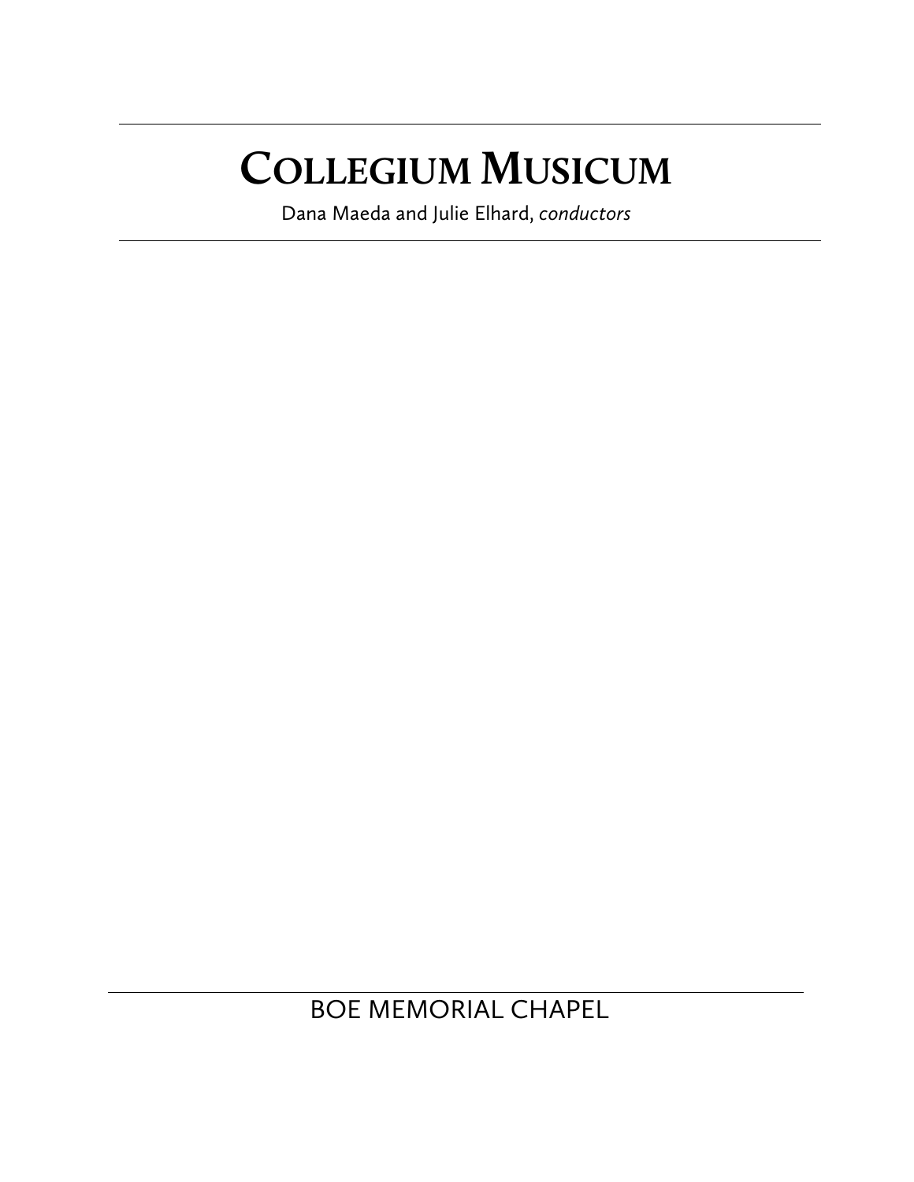# Collegium Musicum

Dana Maeda and Julie Elhard, *conductors*

BOE MEMORIAL CHAPEL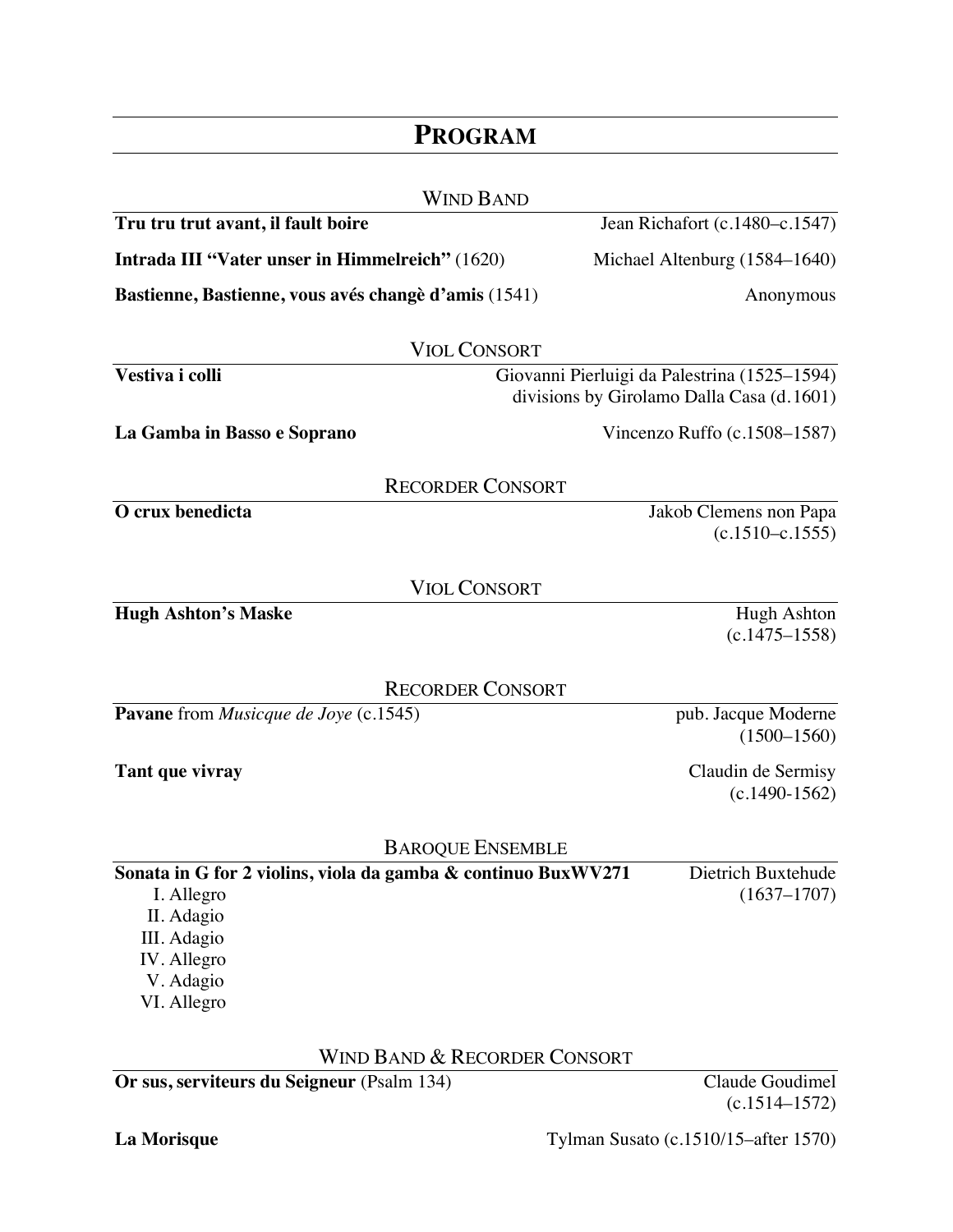# PROGRAM

## WIND BAND

**Tru tru trut avant, il fault boire** — Jean Richafort (c.1480–c.1547)

**Intrada III "Vater unser in Himmelreich"** (1620) — Michael Altenburg (1584–1640)

**Bastienne, Bastienne, vous avés changè d'amis** (1541) — Anonymous

## VIOL CONSORT

**Vestiva i colli** — Giovanni Pierluigi da Palestrina (1525–1594)
divisions by Girolamo Dalla Casa (d.1601)

**La Gamba in Basso e Soprano** — Vincenzo Ruffo (c.1508–1587)

## RECORDER CONSORT

**O crux benedicta** — Jakob Clemens non Papa (c.1510–c.1555)

## VIOL CONSORT

**Hugh Ashton's Maske** — Hugh Ashton (c.1475–1558)

## RECORDER CONSORT

**Pavane** from *Musicque de Joye* (c.1545) — pub. Jacque Moderne (1500–1560)

**Tant que vivray** — Claudin de Sermisy (c.1490-1562)

## BAROQUE ENSEMBLE

**Sonata in G for 2 violins, viola da gamba & continuo BuxWV271** — Dietrich Buxtehude (1637–1707)

I. Allegro
II. Adagio
III. Adagio
IV. Allegro
V. Adagio
VI. Allegro

## WIND BAND & RECORDER CONSORT

**Or sus, serviteurs du Seigneur** (Psalm 134) — Claude Goudimel (c.1514–1572)

**La Morisque** — Tylman Susato (c.1510/15–after 1570)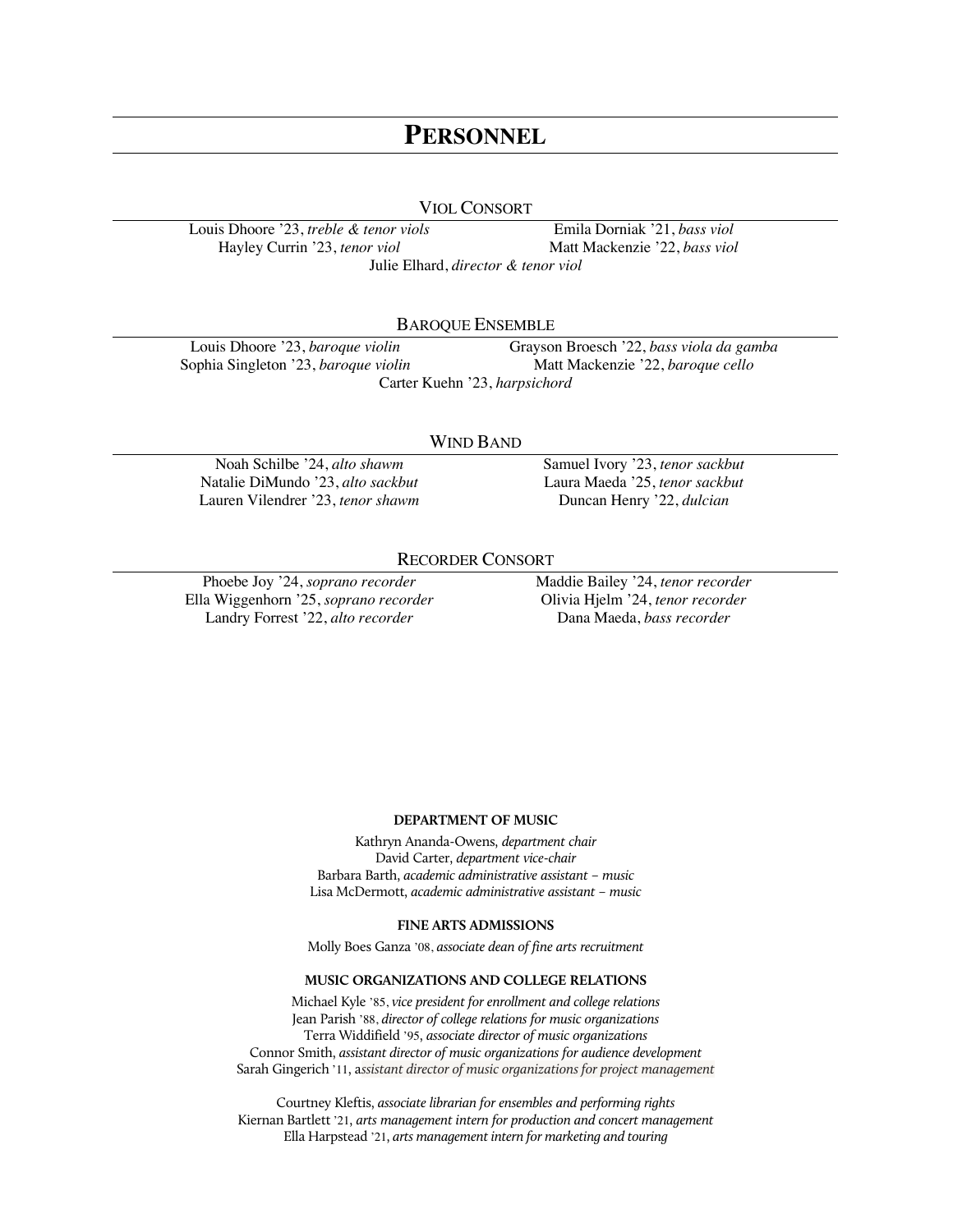# Personnel

## Viol Consort

Louis Dhoore '23, *treble & tenor viols*
Hayley Currin '23, *tenor viol*
Emila Dorniak '21, *bass viol*
Matt Mackenzie '22, *bass viol*
Julie Elhard, *director & tenor viol*

## Baroque Ensemble

Louis Dhoore '23, *baroque violin*
Sophia Singleton '23, *baroque violin*
Grayson Broesch '22, *bass viola da gamba*
Matt Mackenzie '22, *baroque cello*
Carter Kuehn '23, *harpsichord*

## Wind Band

Noah Schilbe '24, *alto shawm*
Natalie DiMundo '23, *alto sackbut*
Lauren Vilendrer '23, *tenor shawm*
Samuel Ivory '23, *tenor sackbut*
Laura Maeda '25, *tenor sackbut*
Duncan Henry '22, *dulcian*

## Recorder Consort

Phoebe Joy '24, *soprano recorder*
Ella Wiggenhorn '25, *soprano recorder*
Landry Forrest '22, *alto recorder*
Maddie Bailey '24, *tenor recorder*
Olivia Hjelm '24, *tenor recorder*
Dana Maeda, *bass recorder*

**DEPARTMENT OF MUSIC**

Kathryn Ananda-Owens, *department chair*
David Carter, *department vice-chair*
Barbara Barth, *academic administrative assistant – music*
Lisa McDermott, *academic administrative assistant – music*

**FINE ARTS ADMISSIONS**

Molly Boes Ganza '08, *associate dean of fine arts recruitment*

**MUSIC ORGANIZATIONS AND COLLEGE RELATIONS**

Michael Kyle '85, *vice president for enrollment and college relations*
Jean Parish '88, *director of college relations for music organizations*
Terra Widdifield '95, *associate director of music organizations*
Connor Smith, *assistant director of music organizations for audience development*
Sarah Gingerich '11, *assistant director of music organizations for project management*

Courtney Kleftis, *associate librarian for ensembles and performing rights*
Kiernan Bartlett '21, *arts management intern for production and concert management*
Ella Harpstead '21, *arts management intern for marketing and touring*